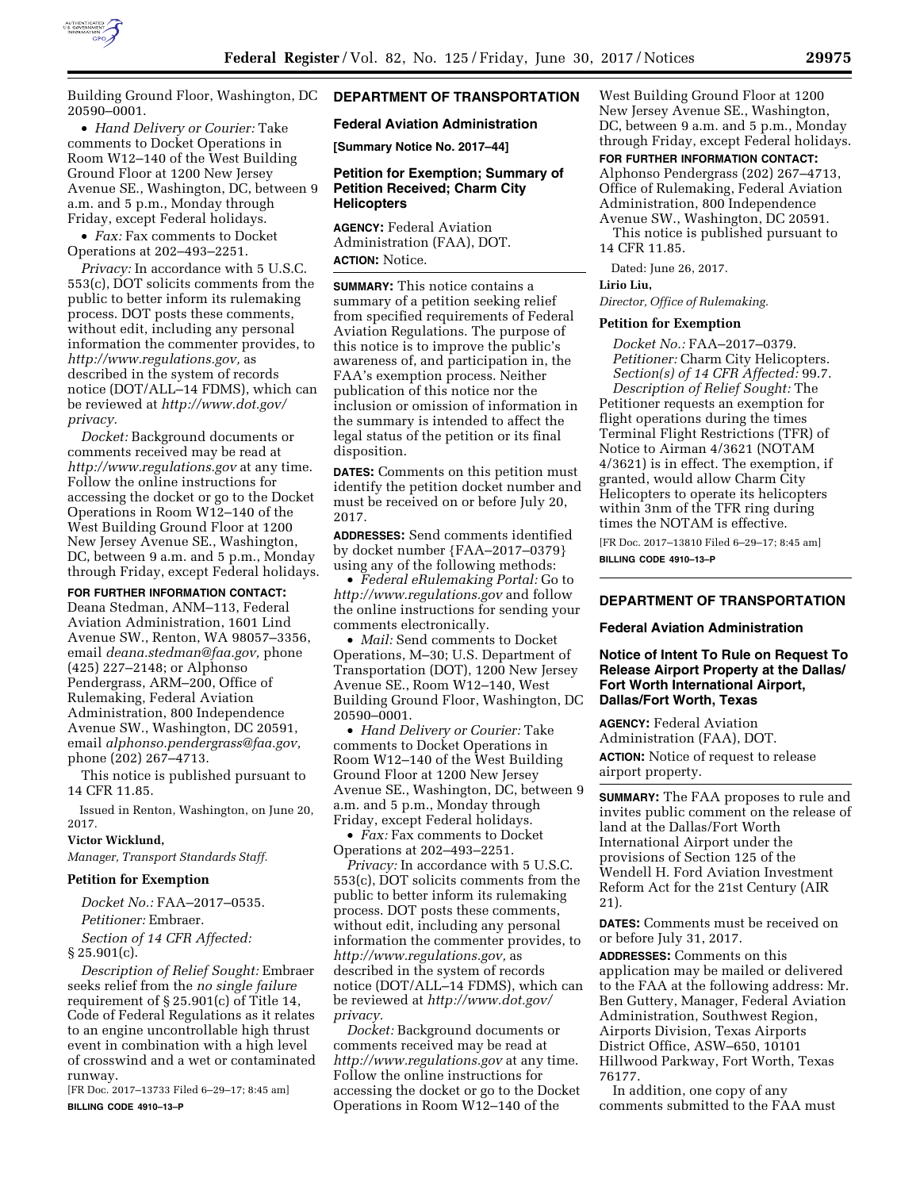Building Ground Floor, Washington, DC 20590–0001.

- *Hand Delivery or Courier:* Take comments to Docket Operations in Room W12–140 of the West Building Ground Floor at 1200 New Jersey Avenue SE., Washington, DC, between 9 a.m. and 5 p.m., Monday through Friday, except Federal holidays.
- *Fax:* Fax comments to Docket Operations at 202–493–2251.

*Privacy:* In accordance with 5 U.S.C. 553(c), DOT solicits comments from the public to better inform its rulemaking process. DOT posts these comments, without edit, including any personal information the commenter provides, to *http://www.regulations.gov,* as described in the system of records notice (DOT/ALL–14 FDMS), which can be reviewed at *http://www.dot.gov/privacy.*

*Docket:* Background documents or comments received may be read at *http://www.regulations.gov* at any time. Follow the online instructions for accessing the docket or go to the Docket Operations in Room W12–140 of the West Building Ground Floor at 1200 New Jersey Avenue SE., Washington, DC, between 9 a.m. and 5 p.m., Monday through Friday, except Federal holidays.

**FOR FURTHER INFORMATION CONTACT:** Deana Stedman, ANM–113, Federal Aviation Administration, 1601 Lind Avenue SW., Renton, WA 98057–3356, email *deana.stedman@faa.gov,* phone (425) 227–2148; or Alphonso Pendergrass, ARM–200, Office of Rulemaking, Federal Aviation Administration, 800 Independence Avenue SW., Washington, DC 20591, email *alphonso.pendergrass@faa.gov,* phone (202) 267–4713.

This notice is published pursuant to 14 CFR 11.85.

Issued in Renton, Washington, on June 20, 2017.

**Victor Wicklund,**

*Manager, Transport Standards Staff.*

### Petition for Exemption

*Docket No.:* FAA–2017–0535.

*Petitioner:* Embraer.

*Section of 14 CFR Affected:* § 25.901(c).

*Description of Relief Sought:* Embraer seeks relief from the *no single failure* requirement of § 25.901(c) of Title 14, Code of Federal Regulations as it relates to an engine uncontrollable high thrust event in combination with a high level of crosswind and a wet or contaminated runway.

[FR Doc. 2017–13733 Filed 6–29–17; 8:45 am]

**BILLING CODE 4910–13–P**

## DEPARTMENT OF TRANSPORTATION

### Federal Aviation Administration

**[Summary Notice No. 2017–44]**

### Petition for Exemption; Summary of Petition Received; Charm City Helicopters

**AGENCY:** Federal Aviation Administration (FAA), DOT.

**ACTION:** Notice.

**SUMMARY:** This notice contains a summary of a petition seeking relief from specified requirements of Federal Aviation Regulations. The purpose of this notice is to improve the public's awareness of, and participation in, the FAA's exemption process. Neither publication of this notice nor the inclusion or omission of information in the summary is intended to affect the legal status of the petition or its final disposition.

**DATES:** Comments on this petition must identify the petition docket number and must be received on or before July 20, 2017.

**ADDRESSES:** Send comments identified by docket number {FAA–2017–0379} using any of the following methods:

- *Federal eRulemaking Portal:* Go to *http://www.regulations.gov* and follow the online instructions for sending your comments electronically.
- *Mail:* Send comments to Docket Operations, M–30; U.S. Department of Transportation (DOT), 1200 New Jersey Avenue SE., Room W12–140, West Building Ground Floor, Washington, DC 20590–0001.
- *Hand Delivery or Courier:* Take comments to Docket Operations in Room W12–140 of the West Building Ground Floor at 1200 New Jersey Avenue SE., Washington, DC, between 9 a.m. and 5 p.m., Monday through Friday, except Federal holidays.
- *Fax:* Fax comments to Docket Operations at 202–493–2251.

*Privacy:* In accordance with 5 U.S.C. 553(c), DOT solicits comments from the public to better inform its rulemaking process. DOT posts these comments, without edit, including any personal information the commenter provides, to *http://www.regulations.gov,* as described in the system of records notice (DOT/ALL–14 FDMS), which can be reviewed at *http://www.dot.gov/privacy.*

*Docket:* Background documents or comments received may be read at *http://www.regulations.gov* at any time. Follow the online instructions for accessing the docket or go to the Docket Operations in Room W12–140 of the West Building Ground Floor at 1200 New Jersey Avenue SE., Washington, DC, between 9 a.m. and 5 p.m., Monday through Friday, except Federal holidays.

**FOR FURTHER INFORMATION CONTACT:** Alphonso Pendergrass (202) 267–4713, Office of Rulemaking, Federal Aviation Administration, 800 Independence Avenue SW., Washington, DC 20591.

This notice is published pursuant to 14 CFR 11.85.

Dated: June 26, 2017.

**Lirio Liu,**

*Director, Office of Rulemaking.*

### Petition for Exemption

*Docket No.:* FAA–2017–0379.

*Petitioner:* Charm City Helicopters.

*Section(s) of 14 CFR Affected:* 99.7.

*Description of Relief Sought:* The Petitioner requests an exemption for flight operations during the times Terminal Flight Restrictions (TFR) of Notice to Airman 4/3621 (NOTAM 4/3621) is in effect. The exemption, if granted, would allow Charm City Helicopters to operate its helicopters within 3nm of the TFR ring during times the NOTAM is effective.

[FR Doc. 2017–13810 Filed 6–29–17; 8:45 am]

**BILLING CODE 4910–13–P**

## DEPARTMENT OF TRANSPORTATION

### Federal Aviation Administration

### Notice of Intent To Rule on Request To Release Airport Property at the Dallas/Fort Worth International Airport, Dallas/Fort Worth, Texas

**AGENCY:** Federal Aviation Administration (FAA), DOT.

**ACTION:** Notice of request to release airport property.

**SUMMARY:** The FAA proposes to rule and invites public comment on the release of land at the Dallas/Fort Worth International Airport under the provisions of Section 125 of the Wendell H. Ford Aviation Investment Reform Act for the 21st Century (AIR 21).

**DATES:** Comments must be received on or before July 31, 2017.

**ADDRESSES:** Comments on this application may be mailed or delivered to the FAA at the following address: Mr. Ben Guttery, Manager, Federal Aviation Administration, Southwest Region, Airports Division, Texas Airports District Office, ASW–650, 10101 Hillwood Parkway, Fort Worth, Texas 76177.

In addition, one copy of any comments submitted to the FAA must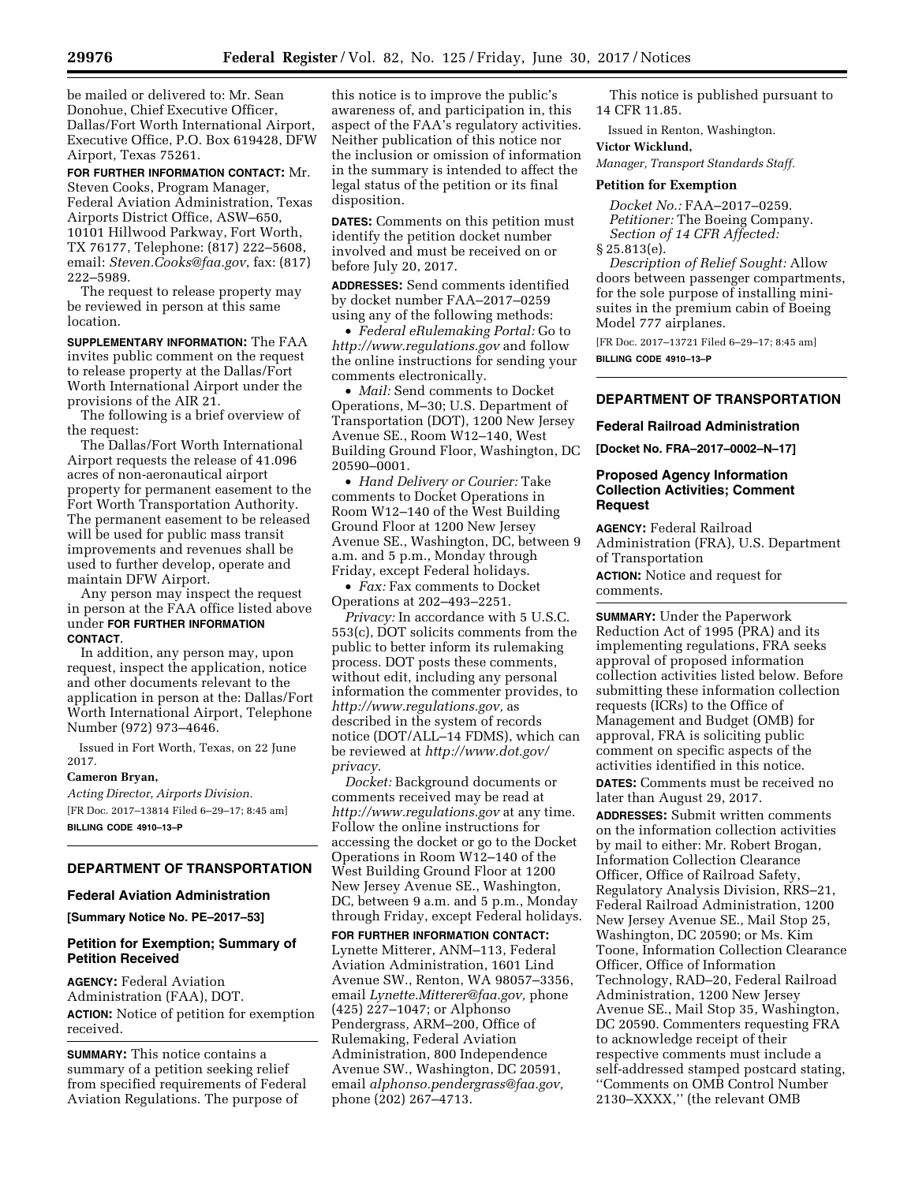be mailed or delivered to: Mr. Sean Donohue, Chief Executive Officer, Dallas/Fort Worth International Airport, Executive Office, P.O. Box 619428, DFW Airport, Texas 75261.

**FOR FURTHER INFORMATION CONTACT:** Mr. Steven Cooks, Program Manager, Federal Aviation Administration, Texas Airports District Office, ASW–650, 10101 Hillwood Parkway, Fort Worth, TX 76177, Telephone: (817) 222–5608, email: *Steven.Cooks@faa.gov*, fax: (817) 222–5989.

The request to release property may be reviewed in person at this same location.

**SUPPLEMENTARY INFORMATION:** The FAA invites public comment on the request to release property at the Dallas/Fort Worth International Airport under the provisions of the AIR 21.

The following is a brief overview of the request:

The Dallas/Fort Worth International Airport requests the release of 41.096 acres of non-aeronautical airport property for permanent easement to the Fort Worth Transportation Authority. The permanent easement to be released will be used for public mass transit improvements and revenues shall be used to further develop, operate and maintain DFW Airport.

Any person may inspect the request in person at the FAA office listed above under **FOR FURTHER INFORMATION CONTACT**.

In addition, any person may, upon request, inspect the application, notice and other documents relevant to the application in person at the: Dallas/Fort Worth International Airport, Telephone Number (972) 973–4646.

Issued in Fort Worth, Texas, on 22 June 2017.

**Cameron Bryan,**

*Acting Director, Airports Division.*

[FR Doc. 2017–13814 Filed 6–29–17; 8:45 am]

**BILLING CODE 4910–13–P**

## DEPARTMENT OF TRANSPORTATION

### Federal Aviation Administration

**[Summary Notice No. PE–2017–53]**

### Petition for Exemption; Summary of Petition Received

**AGENCY:** Federal Aviation Administration (FAA), DOT.

**ACTION:** Notice of petition for exemption received.

**SUMMARY:** This notice contains a summary of a petition seeking relief from specified requirements of Federal Aviation Regulations. The purpose of this notice is to improve the public's awareness of, and participation in, this aspect of the FAA's regulatory activities. Neither publication of this notice nor the inclusion or omission of information in the summary is intended to affect the legal status of the petition or its final disposition.

**DATES:** Comments on this petition must identify the petition docket number involved and must be received on or before July 20, 2017.

**ADDRESSES:** Send comments identified by docket number FAA–2017–0259 using any of the following methods:

- *Federal eRulemaking Portal:* Go to *http://www.regulations.gov* and follow the online instructions for sending your comments electronically.
- *Mail:* Send comments to Docket Operations, M–30; U.S. Department of Transportation (DOT), 1200 New Jersey Avenue SE., Room W12–140, West Building Ground Floor, Washington, DC 20590–0001.
- *Hand Delivery or Courier:* Take comments to Docket Operations in Room W12–140 of the West Building Ground Floor at 1200 New Jersey Avenue SE., Washington, DC, between 9 a.m. and 5 p.m., Monday through Friday, except Federal holidays.
- *Fax:* Fax comments to Docket Operations at 202–493–2251.

*Privacy:* In accordance with 5 U.S.C. 553(c), DOT solicits comments from the public to better inform its rulemaking process. DOT posts these comments, without edit, including any personal information the commenter provides, to *http://www.regulations.gov,* as described in the system of records notice (DOT/ALL–14 FDMS), which can be reviewed at *http://www.dot.gov/privacy.*

*Docket:* Background documents or comments received may be read at *http://www.regulations.gov* at any time. Follow the online instructions for accessing the docket or go to the Docket Operations in Room W12–140 of the West Building Ground Floor at 1200 New Jersey Avenue SE., Washington, DC, between 9 a.m. and 5 p.m., Monday through Friday, except Federal holidays.

**FOR FURTHER INFORMATION CONTACT:** Lynette Mitterer, ANM–113, Federal Aviation Administration, 1601 Lind Avenue SW., Renton, WA 98057–3356, email *Lynette.Mitterer@faa.gov,* phone (425) 227–1047; or Alphonso Pendergrass, ARM–200, Office of Rulemaking, Federal Aviation Administration, 800 Independence Avenue SW., Washington, DC 20591, email *alphonso.pendergrass@faa.gov,* phone (202) 267–4713.

This notice is published pursuant to 14 CFR 11.85.

Issued in Renton, Washington.

**Victor Wicklund,**

*Manager, Transport Standards Staff.*

#### Petition for Exemption

*Docket No.:* FAA–2017–0259.

*Petitioner:* The Boeing Company.

*Section of 14 CFR Affected:* § 25.813(e).

*Description of Relief Sought:* Allow doors between passenger compartments, for the sole purpose of installing mini-suites in the premium cabin of Boeing Model 777 airplanes.

[FR Doc. 2017–13721 Filed 6–29–17; 8:45 am]

**BILLING CODE 4910–13–P**

## DEPARTMENT OF TRANSPORTATION

### Federal Railroad Administration

**[Docket No. FRA–2017–0002–N–17]**

### Proposed Agency Information Collection Activities; Comment Request

**AGENCY:** Federal Railroad Administration (FRA), U.S. Department of Transportation

**ACTION:** Notice and request for comments.

**SUMMARY:** Under the Paperwork Reduction Act of 1995 (PRA) and its implementing regulations, FRA seeks approval of proposed information collection activities listed below. Before submitting these information collection requests (ICRs) to the Office of Management and Budget (OMB) for approval, FRA is soliciting public comment on specific aspects of the activities identified in this notice.

**DATES:** Comments must be received no later than August 29, 2017.

**ADDRESSES:** Submit written comments on the information collection activities by mail to either: Mr. Robert Brogan, Information Collection Clearance Officer, Office of Railroad Safety, Regulatory Analysis Division, RRS–21, Federal Railroad Administration, 1200 New Jersey Avenue SE., Mail Stop 25, Washington, DC 20590; or Ms. Kim Toone, Information Collection Clearance Officer, Office of Information Technology, RAD–20, Federal Railroad Administration, 1200 New Jersey Avenue SE., Mail Stop 35, Washington, DC 20590. Commenters requesting FRA to acknowledge receipt of their respective comments must include a self-addressed stamped postcard stating, ''Comments on OMB Control Number 2130–XXXX,'' (the relevant OMB